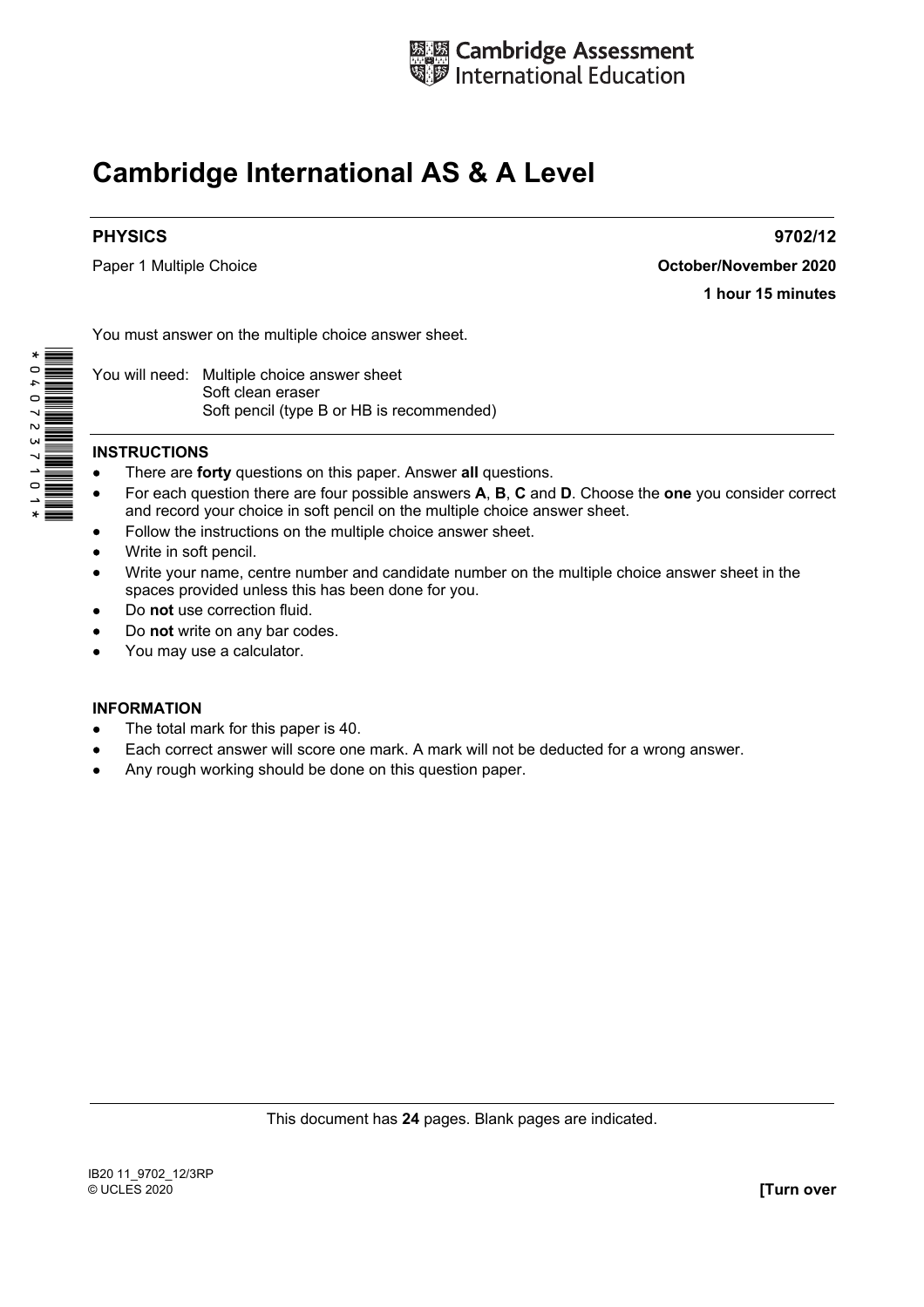Cambridge Assessment International Education

# Cambridge International AS & A Level

**PHYSICS** **9702/12**

Paper 1 Multiple Choice **October/November 2020**

**1 hour 15 minutes**

You must answer on the multiple choice answer sheet.

*0407237101*

You will need: Multiple choice answer sheet
Soft clean eraser
Soft pencil (type B or HB is recommended)

**INSTRUCTIONS**

- There are **forty** questions on this paper. Answer **all** questions.
- For each question there are four possible answers **A**, **B**, **C** and **D**. Choose the **one** you consider correct and record your choice in soft pencil on the multiple choice answer sheet.
- Follow the instructions on the multiple choice answer sheet.
- Write in soft pencil.
- Write your name, centre number and candidate number on the multiple choice answer sheet in the spaces provided unless this has been done for you.
- Do **not** use correction fluid.
- Do **not** write on any bar codes.
- You may use a calculator.

**INFORMATION**

- The total mark for this paper is 40.
- Each correct answer will score one mark. A mark will not be deducted for a wrong answer.
- Any rough working should be done on this question paper.

This document has **24** pages. Blank pages are indicated.

IB20 11_9702_12/3RP
© UCLES 2020 **[Turn over**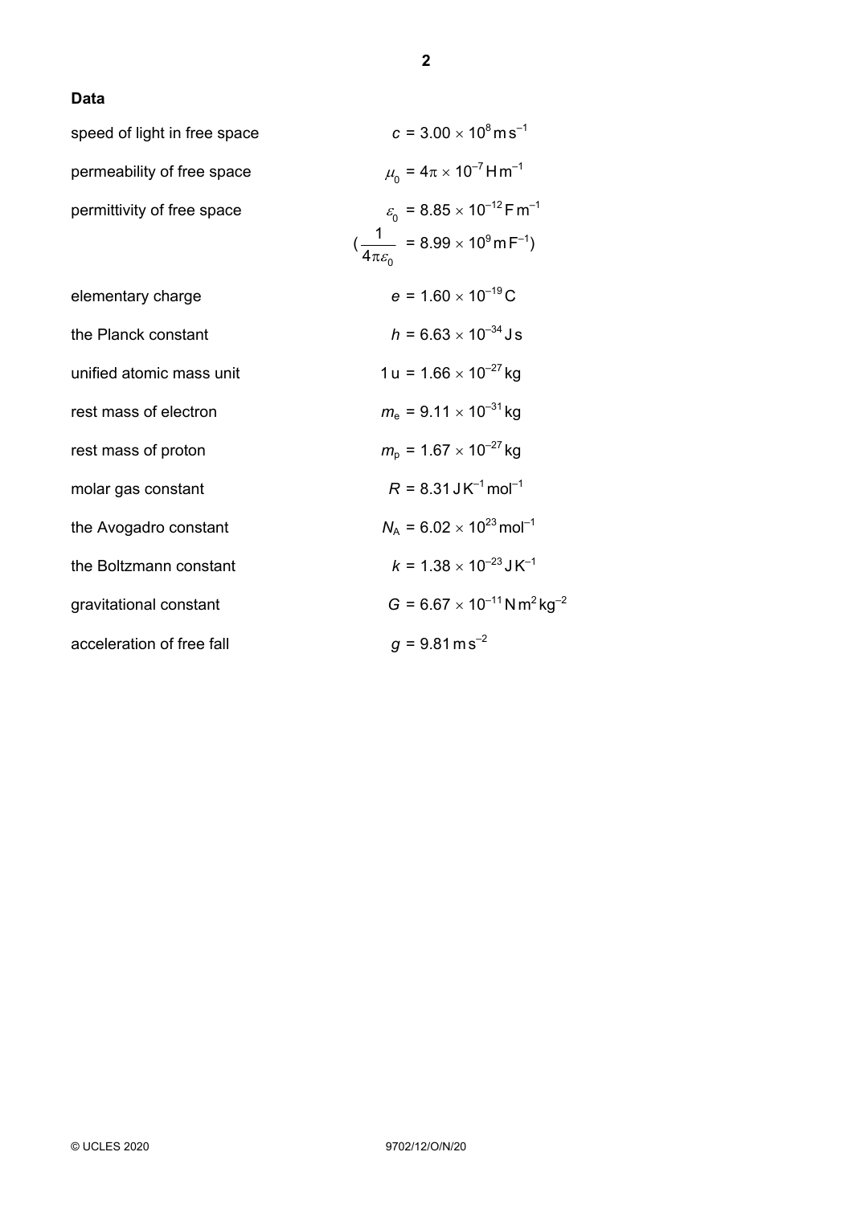## Data

| | |
|---|---|
| speed of light in free space | $c = 3.00 \times 10^{8}\,\text{m}\,\text{s}^{-1}$ |
| permeability of free space | $\mu_0 = 4\pi \times 10^{-7}\,\text{H}\,\text{m}^{-1}$ |
| permittivity of free space | $\varepsilon_0 = 8.85 \times 10^{-12}\,\text{F}\,\text{m}^{-1}$ |
| | $(\frac{1}{4\pi\varepsilon_0} = 8.99 \times 10^{9}\,\text{m}\,\text{F}^{-1})$ |
| elementary charge | $e = 1.60 \times 10^{-19}\,\text{C}$ |
| the Planck constant | $h = 6.63 \times 10^{-34}\,\text{J}\,\text{s}$ |
| unified atomic mass unit | $1\,\text{u} = 1.66 \times 10^{-27}\,\text{kg}$ |
| rest mass of electron | $m_e = 9.11 \times 10^{-31}\,\text{kg}$ |
| rest mass of proton | $m_p = 1.67 \times 10^{-27}\,\text{kg}$ |
| molar gas constant | $R = 8.31\,\text{J}\,\text{K}^{-1}\,\text{mol}^{-1}$ |
| the Avogadro constant | $N_A = 6.02 \times 10^{23}\,\text{mol}^{-1}$ |
| the Boltzmann constant | $k = 1.38 \times 10^{-23}\,\text{J}\,\text{K}^{-1}$ |
| gravitational constant | $G = 6.67 \times 10^{-11}\,\text{N}\,\text{m}^{2}\,\text{kg}^{-2}$ |
| acceleration of free fall | $g = 9.81\,\text{m}\,\text{s}^{-2}$ |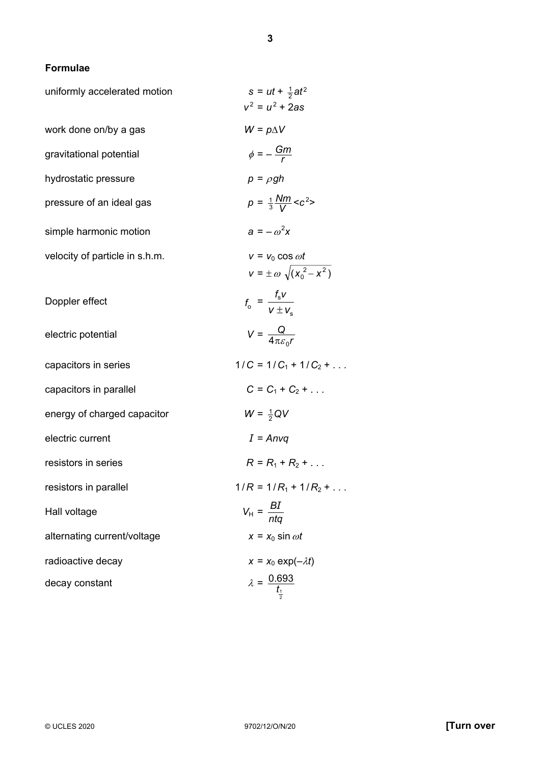## Formulae

| | |
|---|---|
| uniformly accelerated motion | $s = ut + \frac{1}{2}at^2$ |
| | $v^2 = u^2 + 2as$ |
| work done on/by a gas | $W = p\Delta V$ |
| gravitational potential | $\phi = -\dfrac{Gm}{r}$ |
| hydrostatic pressure | $p = \rho gh$ |
| pressure of an ideal gas | $p = \frac{1}{3}\dfrac{Nm}{V}\langle c^2\rangle$ |
| simple harmonic motion | $a = -\omega^2 x$ |
| velocity of particle in s.h.m. | $v = v_0 \cos \omega t$ |
| | $v = \pm\omega\sqrt{(x_0^2 - x^2)}$ |
| Doppler effect | $f_o = \dfrac{f_s v}{v \pm v_s}$ |
| electric potential | $V = \dfrac{Q}{4\pi\varepsilon_0 r}$ |
| capacitors in series | $1/C = 1/C_1 + 1/C_2 + \ldots$ |
| capacitors in parallel | $C = C_1 + C_2 + \ldots$ |
| energy of charged capacitor | $W = \frac{1}{2}QV$ |
| electric current | $I = Anvq$ |
| resistors in series | $R = R_1 + R_2 + \ldots$ |
| resistors in parallel | $1/R = 1/R_1 + 1/R_2 + \ldots$ |
| Hall voltage | $V_H = \dfrac{BI}{ntq}$ |
| alternating current/voltage | $x = x_0 \sin \omega t$ |
| radioactive decay | $x = x_0 \exp(-\lambda t)$ |
| decay constant | $\lambda = \dfrac{0.693}{t_{\frac{1}{2}}}$ |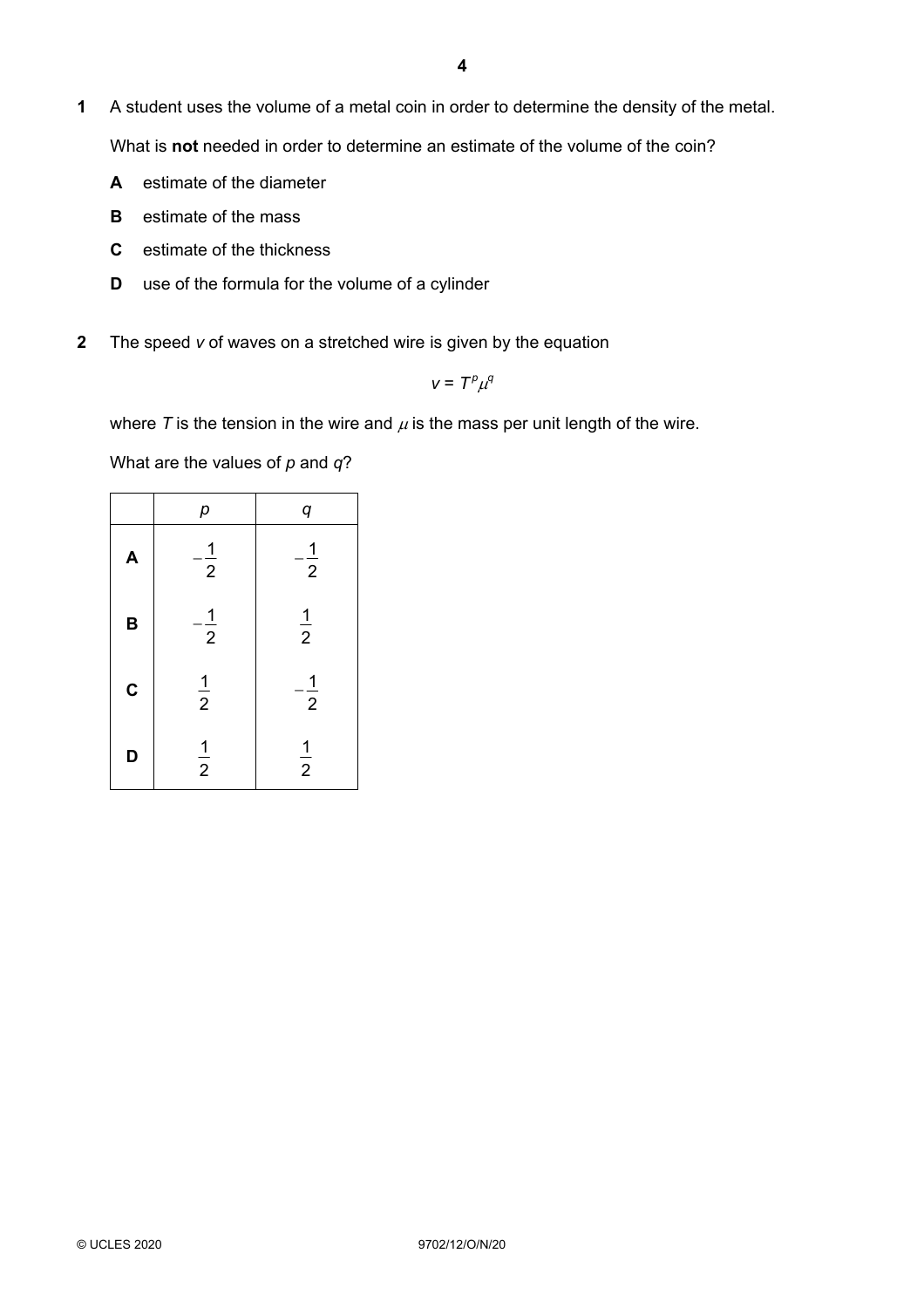**1** A student uses the volume of a metal coin in order to determine the density of the metal.

What is **not** needed in order to determine an estimate of the volume of the coin?

**A** estimate of the diameter

**B** estimate of the mass

**C** estimate of the thickness

**D** use of the formula for the volume of a cylinder

**2** The speed $v$ of waves on a stretched wire is given by the equation

$$v = T^p \mu^q$$

where $T$ is the tension in the wire and $\mu$ is the mass per unit length of the wire.

What are the values of $p$ and $q$?

| | $p$ | $q$ |
|---|---|---|
| **A** | $-\frac{1}{2}$ | $-\frac{1}{2}$ |
| **B** | $-\frac{1}{2}$ | $\frac{1}{2}$ |
| **C** | $\frac{1}{2}$ | $-\frac{1}{2}$ |
| **D** | $\frac{1}{2}$ | $\frac{1}{2}$ |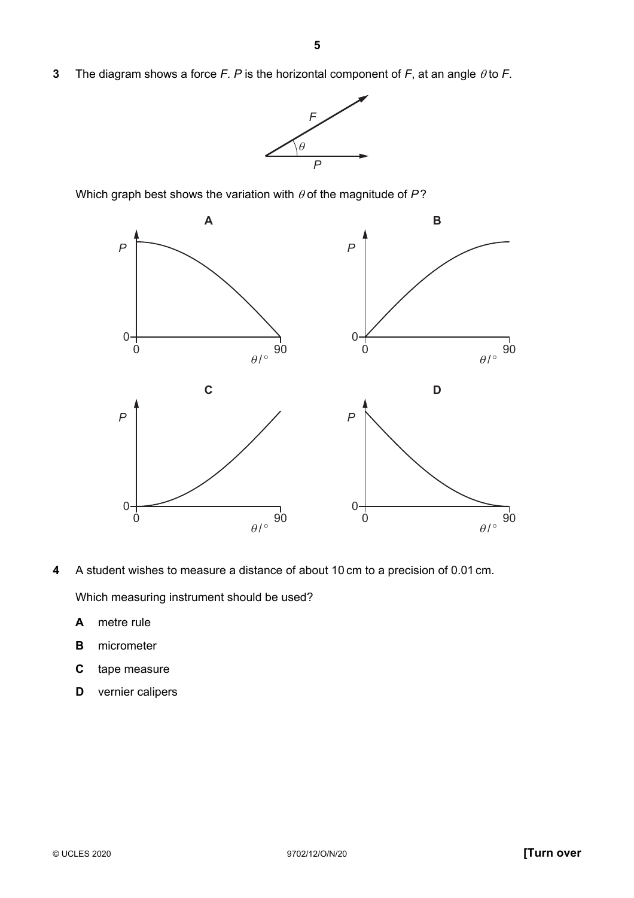**3** The diagram shows a force $F$. $P$ is the horizontal component of $F$, at an angle $\theta$ to $F$.

Which graph best shows the variation with $\theta$ of the magnitude of $P$?

**4** A student wishes to measure a distance of about 10 cm to a precision of 0.01 cm.

Which measuring instrument should be used?

**A** metre rule

**B** micrometer

**C** tape measure

**D** vernier calipers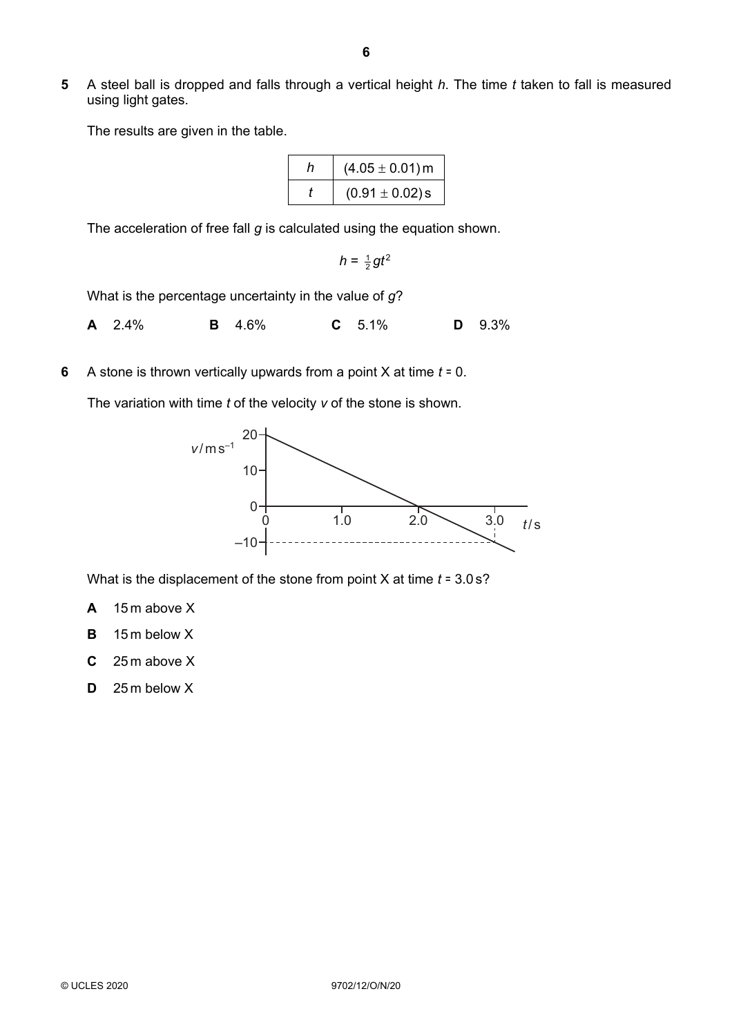**5** A steel ball is dropped and falls through a vertical height $h$. The time $t$ taken to fall is measured using light gates.

The results are given in the table.

| | |
|---|---|
| $h$ | $(4.05 \pm 0.01)\,\text{m}$ |
| $t$ | $(0.91 \pm 0.02)\,\text{s}$ |

The acceleration of free fall $g$ is calculated using the equation shown.

$$h = \tfrac{1}{2}gt^2$$

What is the percentage uncertainty in the value of $g$?

**A** 2.4% **B** 4.6% **C** 5.1% **D** 9.3%

**6** A stone is thrown vertically upwards from a point X at time $t = 0$.

The variation with time $t$ of the velocity $v$ of the stone is shown.

What is the displacement of the stone from point X at time $t = 3.0\,\text{s}$?

**A** 15 m above X

**B** 15 m below X

**C** 25 m above X

**D** 25 m below X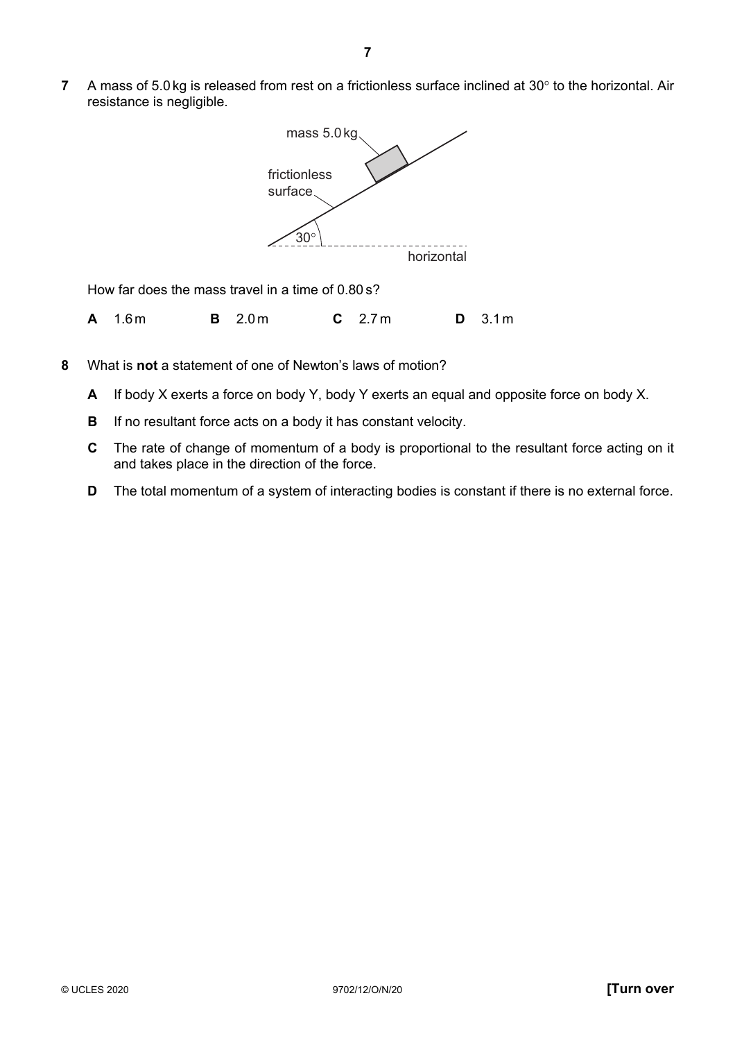**7** A mass of 5.0 kg is released from rest on a frictionless surface inclined at 30° to the horizontal. Air resistance is negligible.

mass 5.0 kg

frictionless surface

30°

horizontal

How far does the mass travel in a time of 0.80 s?

**A** 1.6 m  **B** 2.0 m  **C** 2.7 m  **D** 3.1 m

**8** What is **not** a statement of one of Newton's laws of motion?

**A** If body X exerts a force on body Y, body Y exerts an equal and opposite force on body X.

**B** If no resultant force acts on a body it has constant velocity.

**C** The rate of change of momentum of a body is proportional to the resultant force acting on it and takes place in the direction of the force.

**D** The total momentum of a system of interacting bodies is constant if there is no external force.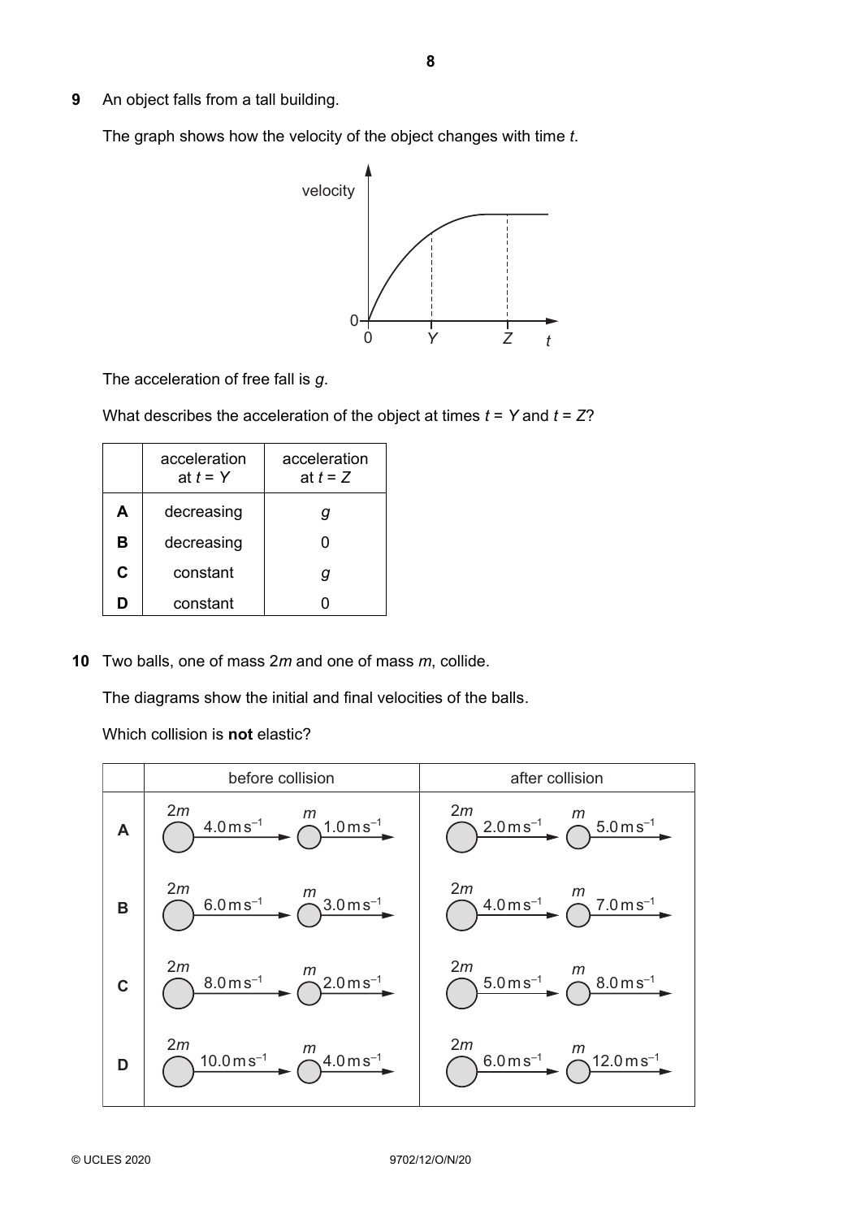**9** An object falls from a tall building.

The graph shows how the velocity of the object changes with time $t$.

The acceleration of free fall is $g$.

What describes the acceleration of the object at times $t = Y$ and $t = Z$?

| | acceleration at $t = Y$ | acceleration at $t = Z$ |
|---|---|---|
| **A** | decreasing | $g$ |
| **B** | decreasing | 0 |
| **C** | constant | $g$ |
| **D** | constant | 0 |

**10** Two balls, one of mass $2m$ and one of mass $m$, collide.

The diagrams show the initial and final velocities of the balls.

Which collision is **not** elastic?

| | before collision | | after collision | |
|---|---|---|---|---|
| | $2m$ | $m$ | $2m$ | $m$ |
| **A** | $4.0\,\text{m}\,\text{s}^{-1}$ | $1.0\,\text{m}\,\text{s}^{-1}$ | $2.0\,\text{m}\,\text{s}^{-1}$ | $5.0\,\text{m}\,\text{s}^{-1}$ |
| **B** | $6.0\,\text{m}\,\text{s}^{-1}$ | $3.0\,\text{m}\,\text{s}^{-1}$ | $4.0\,\text{m}\,\text{s}^{-1}$ | $7.0\,\text{m}\,\text{s}^{-1}$ |
| **C** | $8.0\,\text{m}\,\text{s}^{-1}$ | $2.0\,\text{m}\,\text{s}^{-1}$ | $5.0\,\text{m}\,\text{s}^{-1}$ | $8.0\,\text{m}\,\text{s}^{-1}$ |
| **D** | $10.0\,\text{m}\,\text{s}^{-1}$ | $4.0\,\text{m}\,\text{s}^{-1}$ | $6.0\,\text{m}\,\text{s}^{-1}$ | $12.0\,\text{m}\,\text{s}^{-1}$ |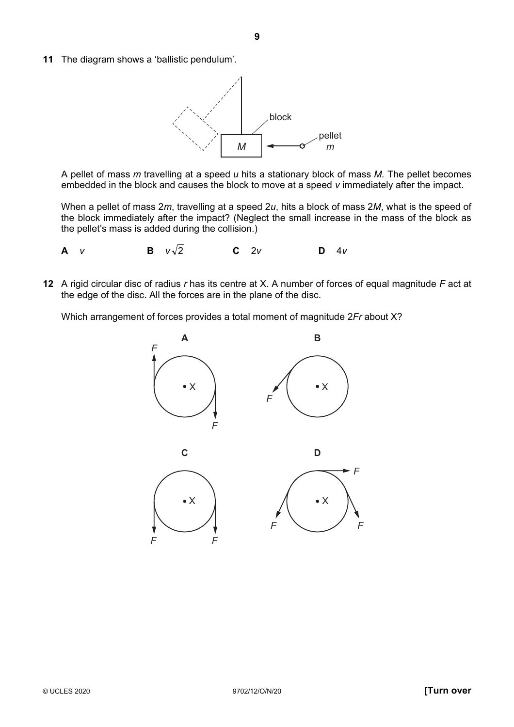**11** The diagram shows a 'ballistic pendulum'.

A pellet of mass $m$ travelling at a speed $u$ hits a stationary block of mass $M$. The pellet becomes embedded in the block and causes the block to move at a speed $v$ immediately after the impact.

When a pellet of mass $2m$, travelling at a speed $2u$, hits a block of mass $2M$, what is the speed of the block immediately after the impact? (Neglect the small increase in the mass of the block as the pellet's mass is added during the collision.)

**A** $v$ **B** $v\sqrt{2}$ **C** $2v$ **D** $4v$

**12** A rigid circular disc of radius $r$ has its centre at X. A number of forces of equal magnitude $F$ act at the edge of the disc. All the forces are in the plane of the disc.

Which arrangement of forces provides a total moment of magnitude $2Fr$ about X?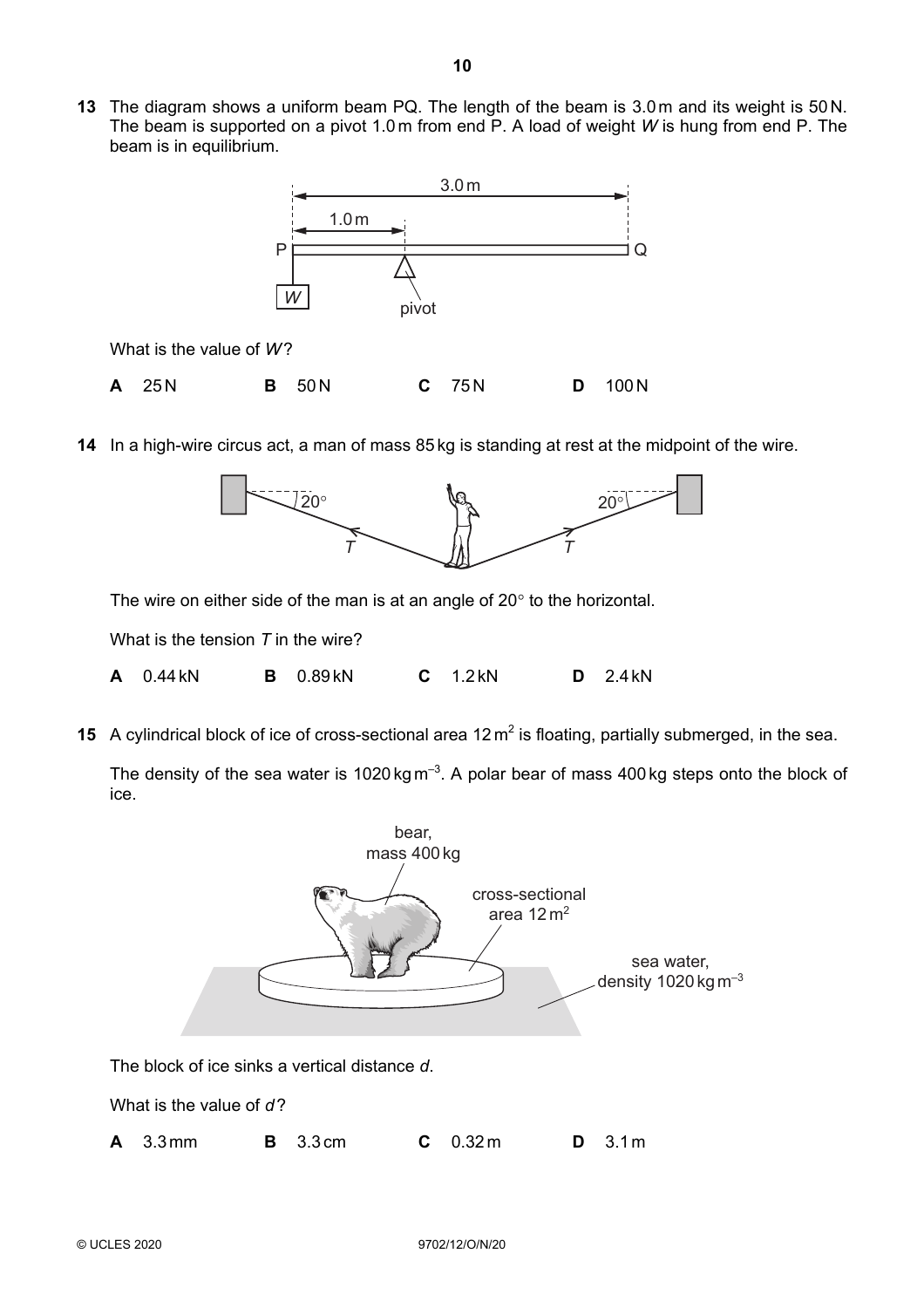**13** The diagram shows a uniform beam PQ. The length of the beam is 3.0 m and its weight is 50 N. The beam is supported on a pivot 1.0 m from end P. A load of weight $W$ is hung from end P. The beam is in equilibrium.

What is the value of $W$?

**A** 25 N  **B** 50 N  **C** 75 N  **D** 100 N

**14** In a high-wire circus act, a man of mass 85 kg is standing at rest at the midpoint of the wire.

The wire on either side of the man is at an angle of 20° to the horizontal.

What is the tension $T$ in the wire?

**A** 0.44 kN  **B** 0.89 kN  **C** 1.2 kN  **D** 2.4 kN

**15** A cylindrical block of ice of cross-sectional area $12\,m^2$ is floating, partially submerged, in the sea.

The density of the sea water is $1020\,kg\,m^{-3}$. A polar bear of mass 400 kg steps onto the block of ice.

The block of ice sinks a vertical distance $d$.

What is the value of $d$?

**A** 3.3 mm  **B** 3.3 cm  **C** 0.32 m  **D** 3.1 m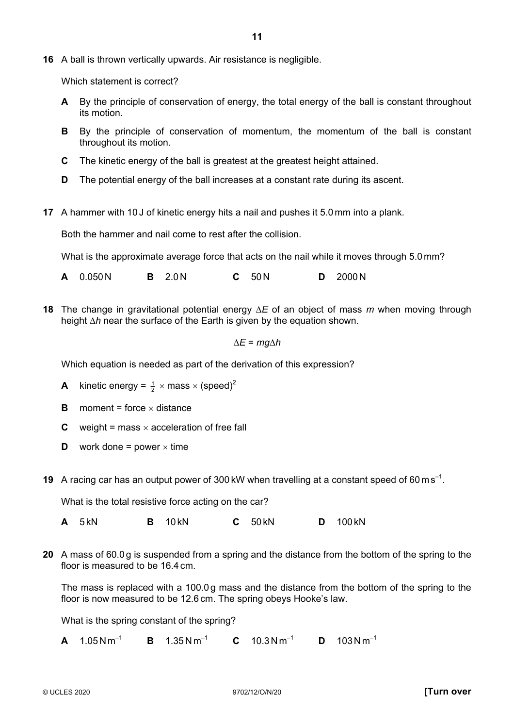**16** A ball is thrown vertically upwards. Air resistance is negligible.

Which statement is correct?

**A** By the principle of conservation of energy, the total energy of the ball is constant throughout its motion.

**B** By the principle of conservation of momentum, the momentum of the ball is constant throughout its motion.

**C** The kinetic energy of the ball is greatest at the greatest height attained.

**D** The potential energy of the ball increases at a constant rate during its ascent.

**17** A hammer with 10 J of kinetic energy hits a nail and pushes it 5.0 mm into a plank.

Both the hammer and nail come to rest after the collision.

What is the approximate average force that acts on the nail while it moves through 5.0 mm?

**A** 0.050 N **B** 2.0 N **C** 50 N **D** 2000 N

**18** The change in gravitational potential energy $\Delta E$ of an object of mass $m$ when moving through height $\Delta h$ near the surface of the Earth is given by the equation shown.

$$\Delta E = mg\Delta h$$

Which equation is needed as part of the derivation of this expression?

**A** kinetic energy = $\frac{1}{2}$ × mass × $(\text{speed})^2$

**B** moment = force × distance

**C** weight = mass × acceleration of free fall

**D** work done = power × time

**19** A racing car has an output power of 300 kW when travelling at a constant speed of 60 m $s^{-1}$.

What is the total resistive force acting on the car?

**A** 5 kN **B** 10 kN **C** 50 kN **D** 100 kN

**20** A mass of 60.0 g is suspended from a spring and the distance from the bottom of the spring to the floor is measured to be 16.4 cm.

The mass is replaced with a 100.0 g mass and the distance from the bottom of the spring to the floor is now measured to be 12.6 cm. The spring obeys Hooke's law.

What is the spring constant of the spring?

**A** 1.05 N $m^{-1}$ **B** 1.35 N $m^{-1}$ **C** 10.3 N $m^{-1}$ **D** 103 N $m^{-1}$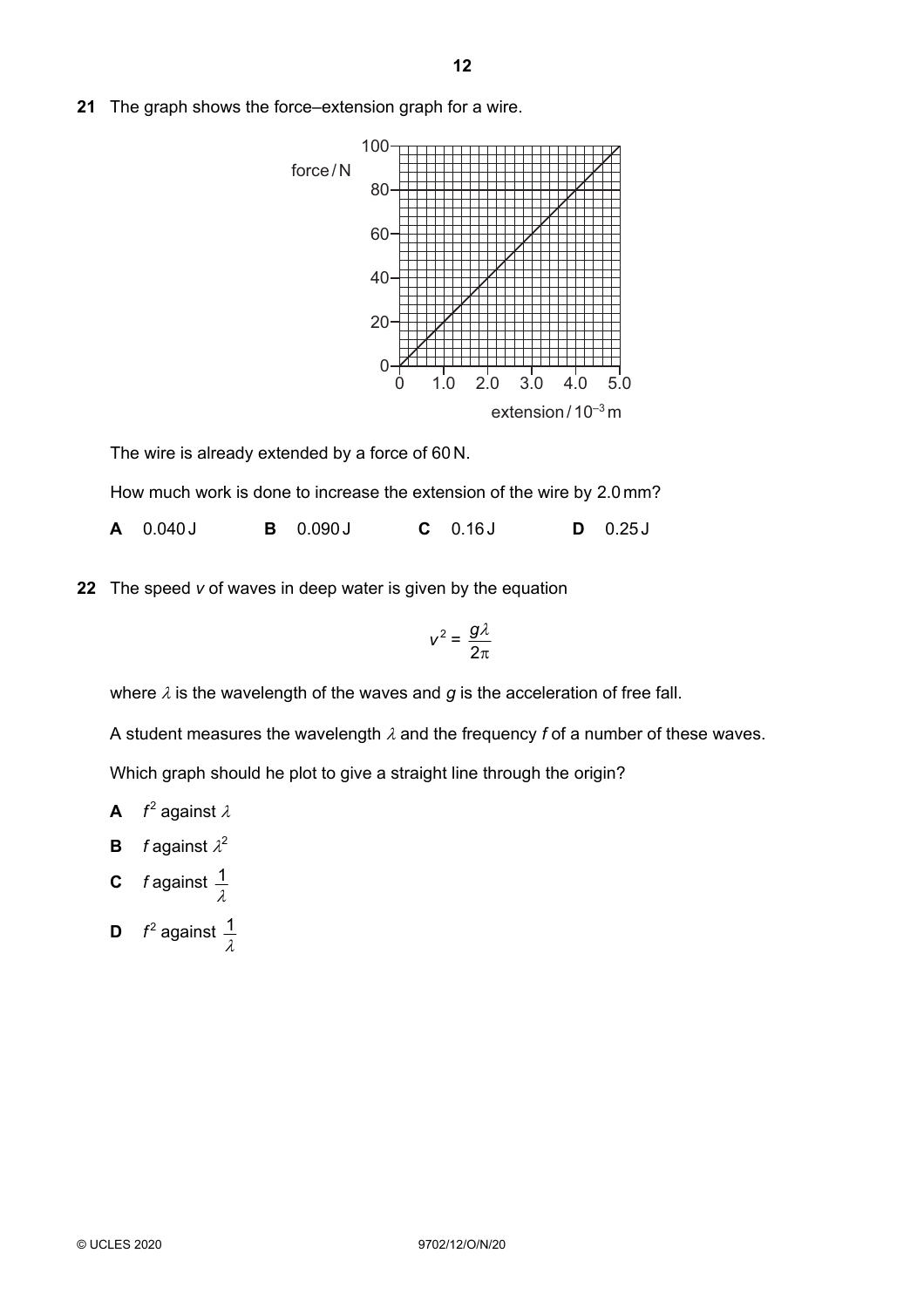**21** The graph shows the force–extension graph for a wire.

The wire is already extended by a force of 60 N.

How much work is done to increase the extension of the wire by 2.0 mm?

**A** 0.040 J **B** 0.090 J **C** 0.16 J **D** 0.25 J

**22** The speed $v$ of waves in deep water is given by the equation

$$v^2 = \frac{g\lambda}{2\pi}$$

where $\lambda$ is the wavelength of the waves and $g$ is the acceleration of free fall.

A student measures the wavelength $\lambda$ and the frequency $f$ of a number of these waves.

Which graph should he plot to give a straight line through the origin?

**A** $f^2$ against $\lambda$

**B** $f$ against $\lambda^2$

**C** $f$ against $\dfrac{1}{\lambda}$

**D** $f^2$ against $\dfrac{1}{\lambda}$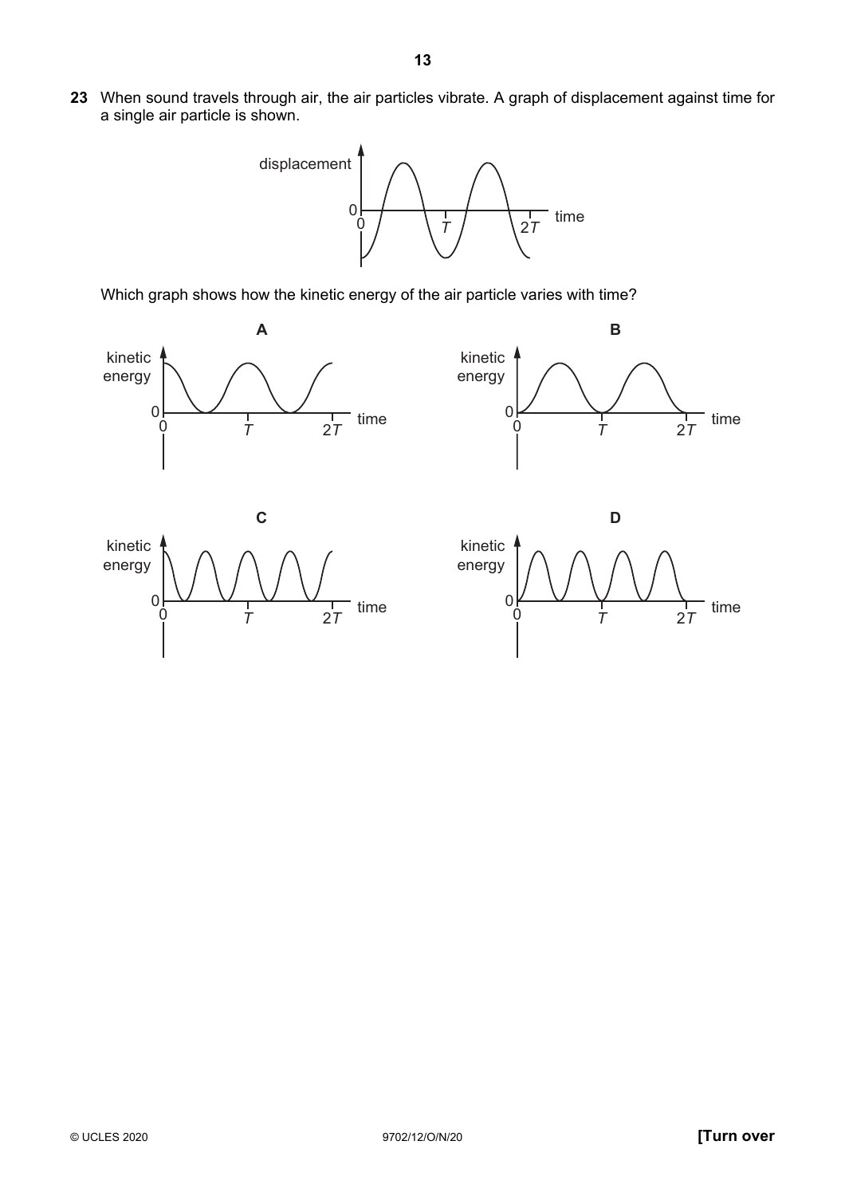**23** When sound travels through air, the air particles vibrate. A graph of displacement against time for a single air particle is shown.

Which graph shows how the kinetic energy of the air particle varies with time?

**A**

**B**

**C**

**D**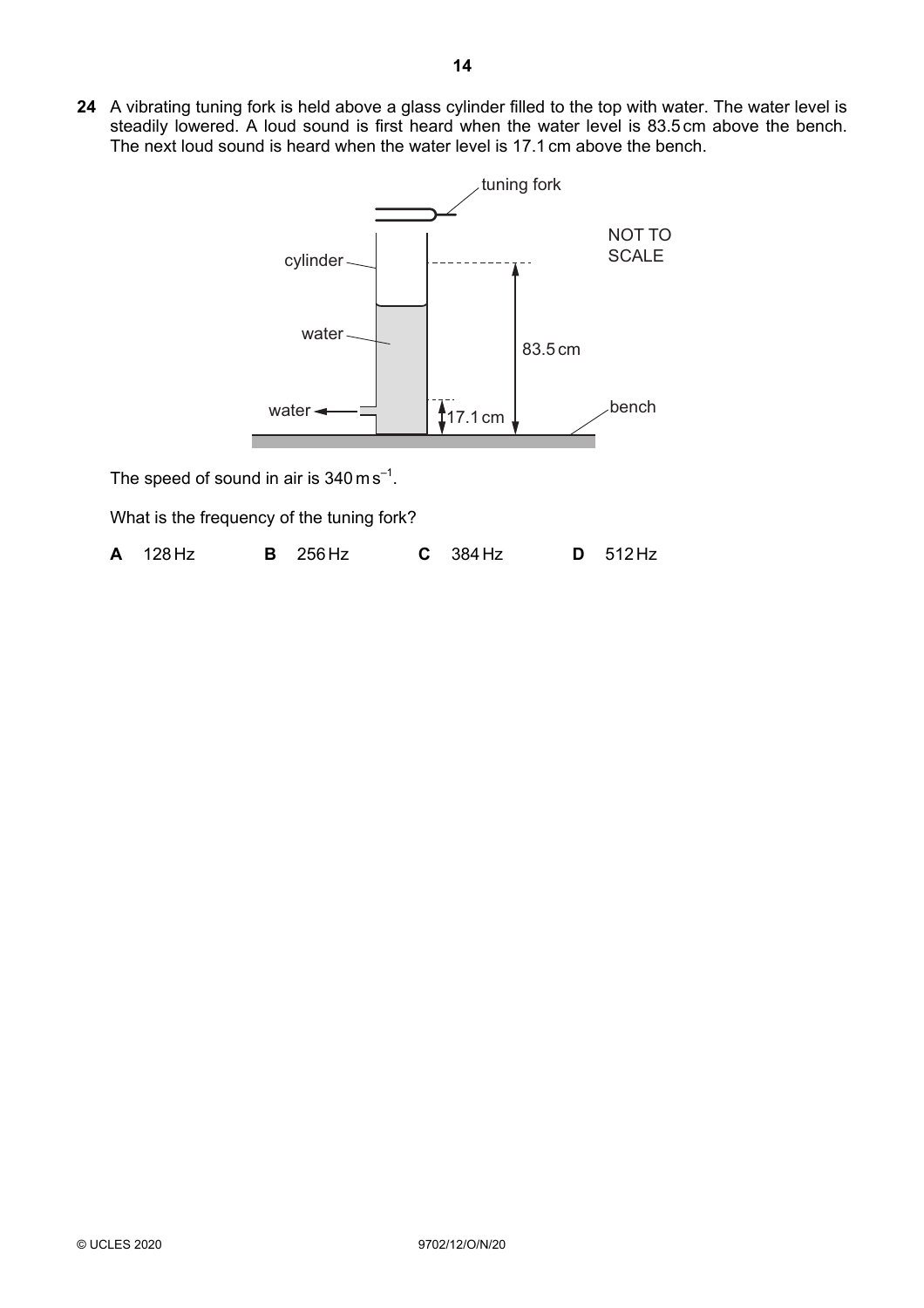**24** A vibrating tuning fork is held above a glass cylinder filled to the top with water. The water level is steadily lowered. A loud sound is first heard when the water level is 83.5 cm above the bench. The next loud sound is heard when the water level is 17.1 cm above the bench.

The speed of sound in air is $340\,\text{m}\,\text{s}^{-1}$.

What is the frequency of the tuning fork?

**A** 128 Hz **B** 256 Hz **C** 384 Hz **D** 512 Hz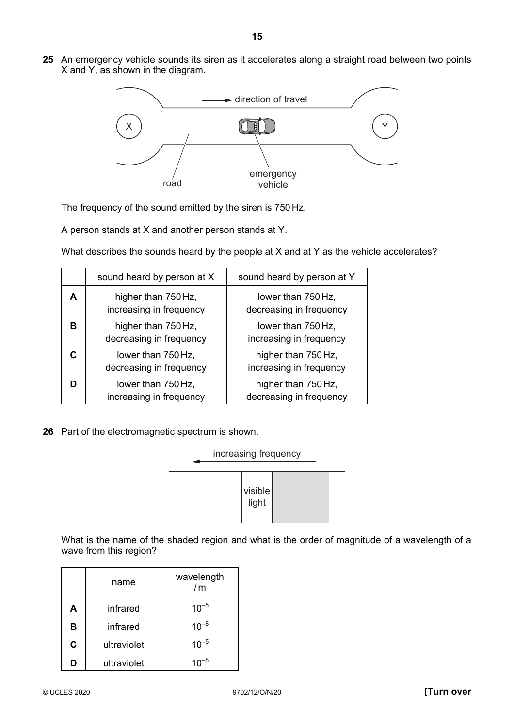**25** An emergency vehicle sounds its siren as it accelerates along a straight road between two points X and Y, as shown in the diagram.

The frequency of the sound emitted by the siren is 750 Hz.

A person stands at X and another person stands at Y.

What describes the sounds heard by the people at X and at Y as the vehicle accelerates?

| | sound heard by person at X | sound heard by person at Y |
|---|---|---|
| **A** | higher than 750 Hz, increasing in frequency | lower than 750 Hz, decreasing in frequency |
| **B** | higher than 750 Hz, decreasing in frequency | lower than 750 Hz, increasing in frequency |
| **C** | lower than 750 Hz, decreasing in frequency | higher than 750 Hz, increasing in frequency |
| **D** | lower than 750 Hz, increasing in frequency | higher than 750 Hz, decreasing in frequency |

**26** Part of the electromagnetic spectrum is shown.

What is the name of the shaded region and what is the order of magnitude of a wavelength of a wave from this region?

| | name | wavelength / m |
|---|---|---|
| **A** | infrared | $10^{-5}$ |
| **B** | infrared | $10^{-8}$ |
| **C** | ultraviolet | $10^{-5}$ |
| **D** | ultraviolet | $10^{-8}$ |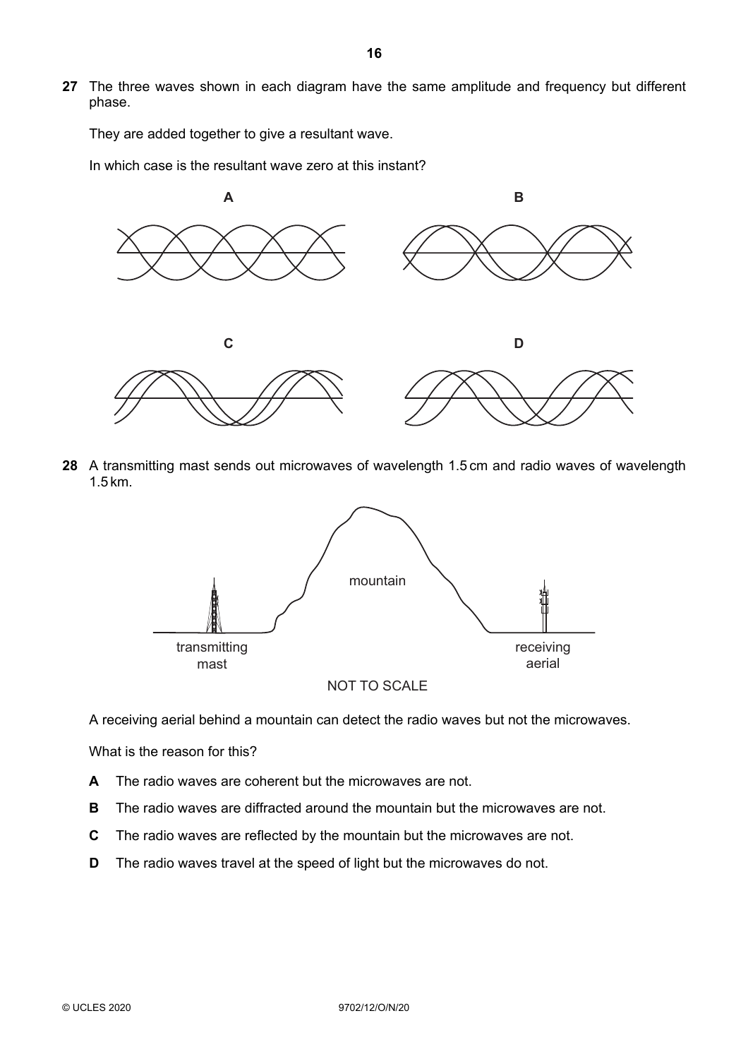**27** The three waves shown in each diagram have the same amplitude and frequency but different phase.

They are added together to give a resultant wave.

In which case is the resultant wave zero at this instant?

**A**

**B**

**C**

**D**

**28** A transmitting mast sends out microwaves of wavelength 1.5 cm and radio waves of wavelength 1.5 km.

transmitting mast

mountain

receiving aerial

NOT TO SCALE

A receiving aerial behind a mountain can detect the radio waves but not the microwaves.

What is the reason for this?

**A** The radio waves are coherent but the microwaves are not.

**B** The radio waves are diffracted around the mountain but the microwaves are not.

**C** The radio waves are reflected by the mountain but the microwaves are not.

**D** The radio waves travel at the speed of light but the microwaves do not.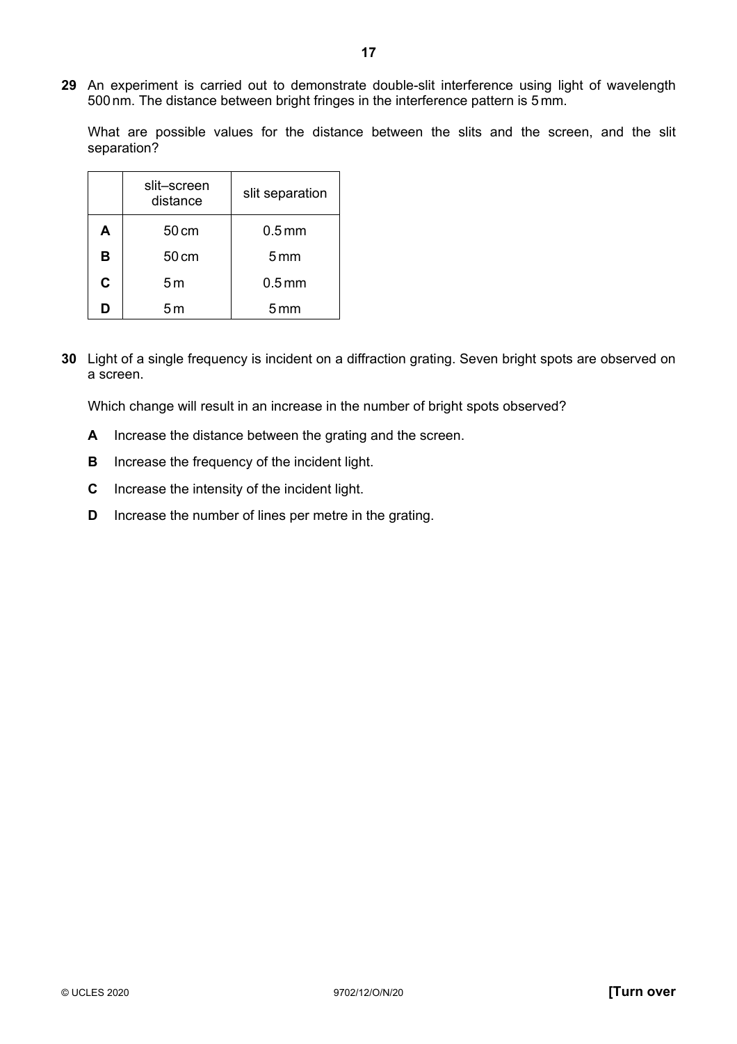**29** An experiment is carried out to demonstrate double-slit interference using light of wavelength 500 nm. The distance between bright fringes in the interference pattern is 5 mm.

What are possible values for the distance between the slits and the screen, and the slit separation?

| | slit–screen distance | slit separation |
|---|---|---|
| **A** | 50 cm | 0.5 mm |
| **B** | 50 cm | 5 mm |
| **C** | 5 m | 0.5 mm |
| **D** | 5 m | 5 mm |

**30** Light of a single frequency is incident on a diffraction grating. Seven bright spots are observed on a screen.

Which change will result in an increase in the number of bright spots observed?

**A** Increase the distance between the grating and the screen.

**B** Increase the frequency of the incident light.

**C** Increase the intensity of the incident light.

**D** Increase the number of lines per metre in the grating.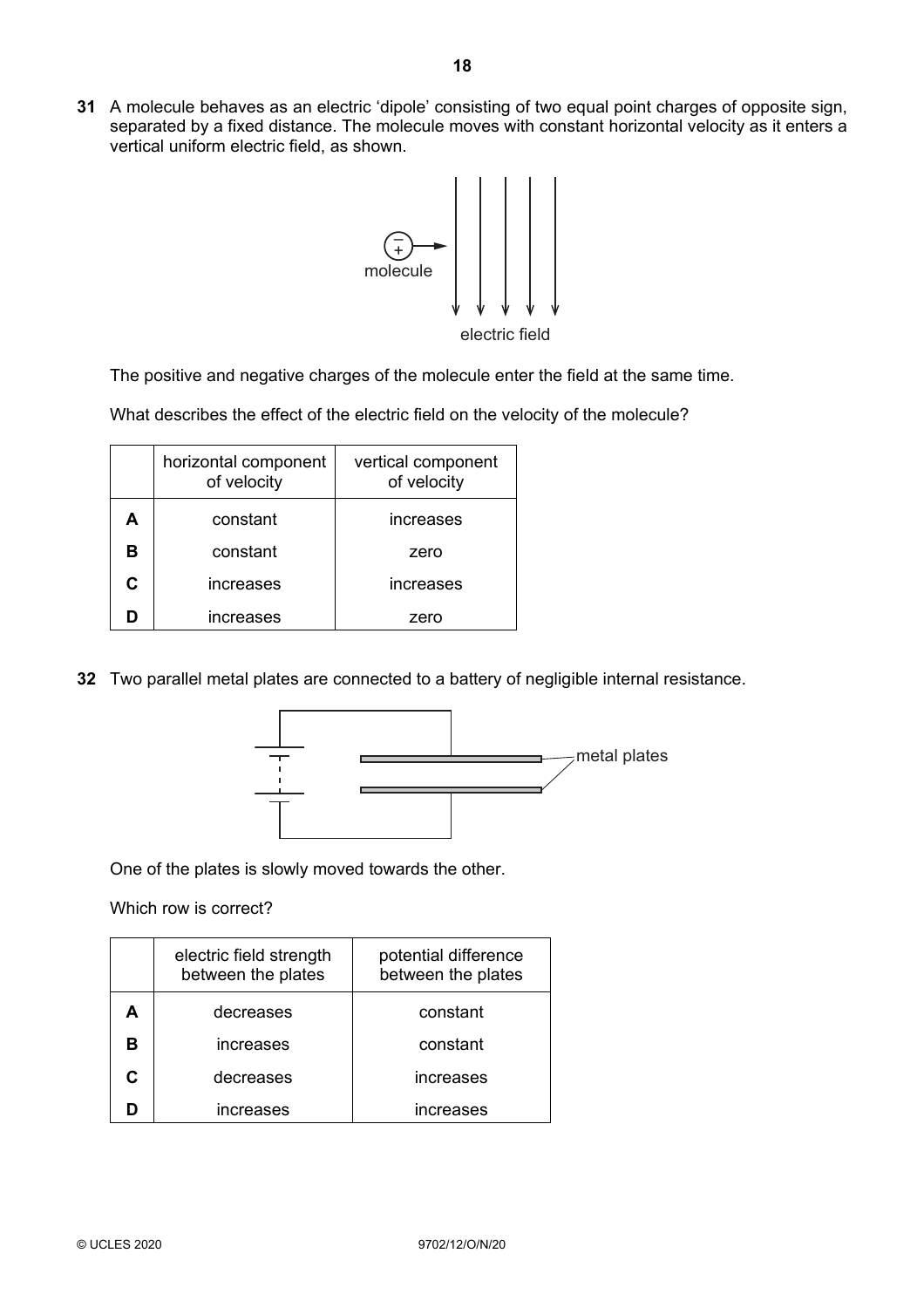**31** A molecule behaves as an electric 'dipole' consisting of two equal point charges of opposite sign, separated by a fixed distance. The molecule moves with constant horizontal velocity as it enters a vertical uniform electric field, as shown.

The positive and negative charges of the molecule enter the field at the same time.

What describes the effect of the electric field on the velocity of the molecule?

| | horizontal component of velocity | vertical component of velocity |
|---|---|---|
| **A** | constant | increases |
| **B** | constant | zero |
| **C** | increases | increases |
| **D** | increases | zero |

**32** Two parallel metal plates are connected to a battery of negligible internal resistance.

One of the plates is slowly moved towards the other.

Which row is correct?

| | electric field strength between the plates | potential difference between the plates |
|---|---|---|
| **A** | decreases | constant |
| **B** | increases | constant |
| **C** | decreases | increases |
| **D** | increases | increases |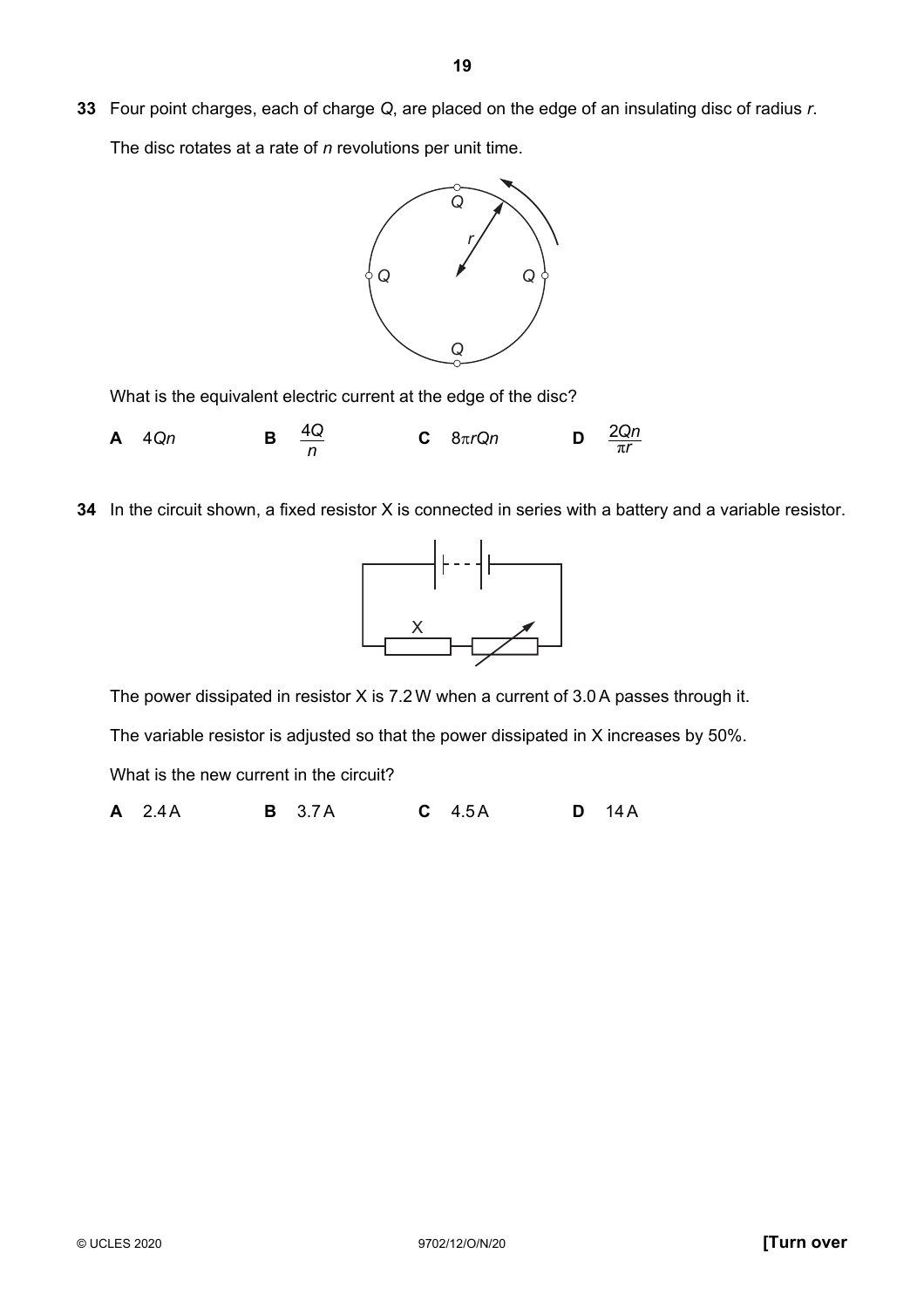**33** Four point charges, each of charge $Q$, are placed on the edge of an insulating disc of radius $r$.

The disc rotates at a rate of $n$ revolutions per unit time.

What is the equivalent electric current at the edge of the disc?

**A** $4Qn$ **B** $\frac{4Q}{n}$ **C** $8\pi rQn$ **D** $\frac{2Qn}{\pi r}$

**34** In the circuit shown, a fixed resistor X is connected in series with a battery and a variable resistor.

The power dissipated in resistor X is 7.2 W when a current of 3.0 A passes through it.

The variable resistor is adjusted so that the power dissipated in X increases by 50%.

What is the new current in the circuit?

**A** 2.4 A **B** 3.7 A **C** 4.5 A **D** 14 A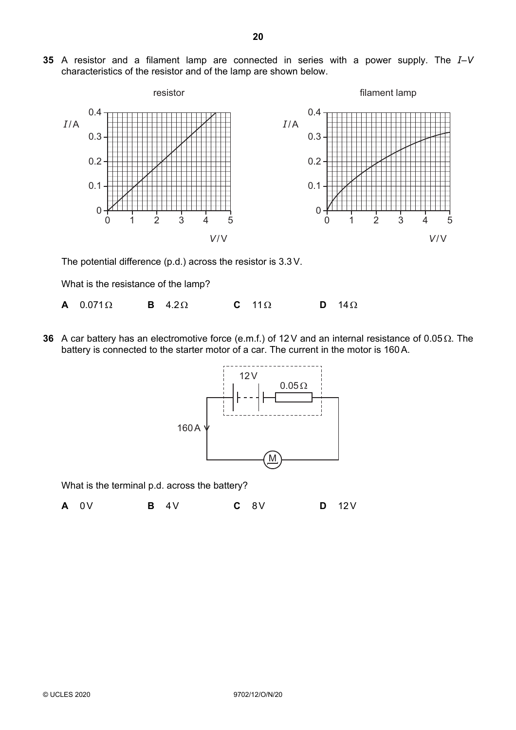**35** A resistor and a filament lamp are connected in series with a power supply. The $I$–$V$ characteristics of the resistor and of the lamp are shown below.

resistor

filament lamp

The potential difference (p.d.) across the resistor is 3.3 V.

What is the resistance of the lamp?

**A** 0.071 Ω  **B** 4.2 Ω  **C** 11 Ω  **D** 14 Ω

**36** A car battery has an electromotive force (e.m.f.) of 12 V and an internal resistance of 0.05 Ω. The battery is connected to the starter motor of a car. The current in the motor is 160 A.

What is the terminal p.d. across the battery?

**A** 0 V  **B** 4 V  **C** 8 V  **D** 12 V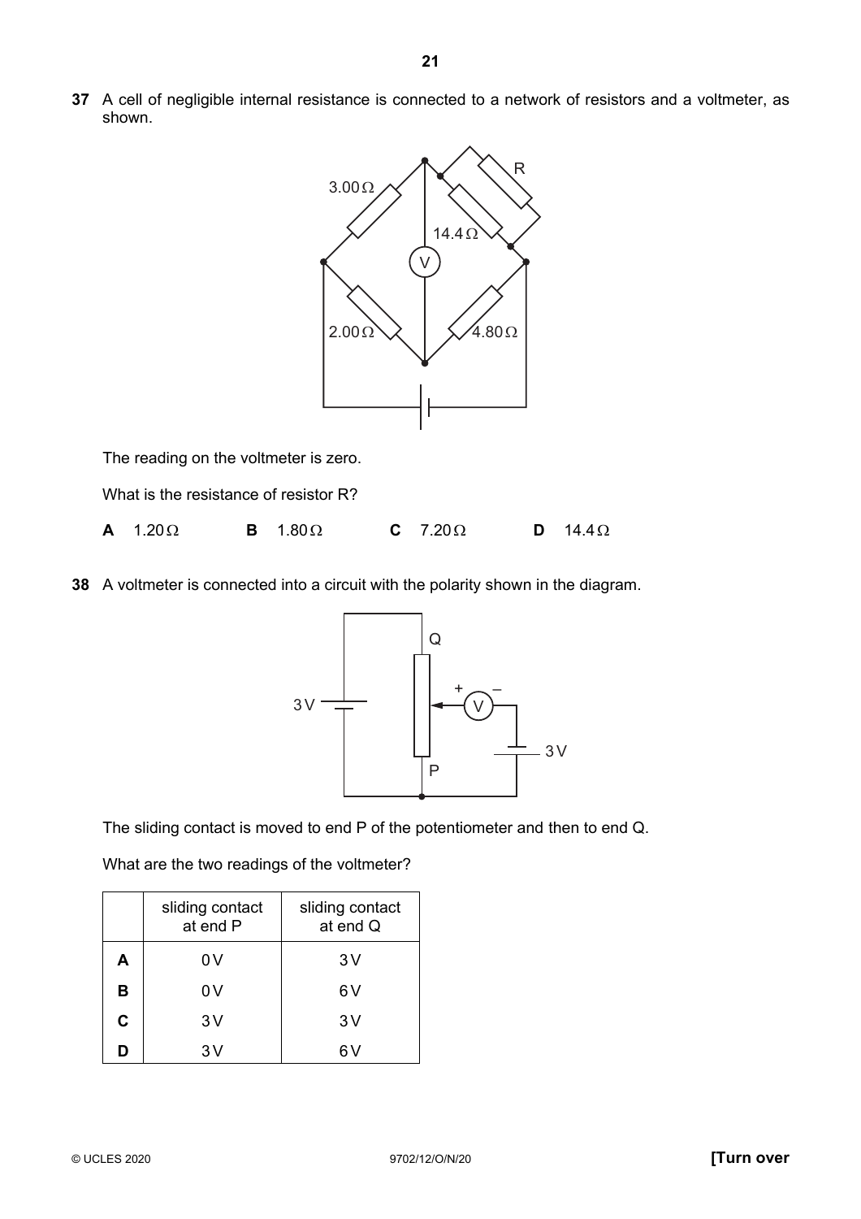**37** A cell of negligible internal resistance is connected to a network of resistors and a voltmeter, as shown.

The reading on the voltmeter is zero.

What is the resistance of resistor R?

**A** 1.20 Ω  **B** 1.80 Ω  **C** 7.20 Ω  **D** 14.4 Ω

**38** A voltmeter is connected into a circuit with the polarity shown in the diagram.

The sliding contact is moved to end P of the potentiometer and then to end Q.

What are the two readings of the voltmeter?

| | sliding contact at end P | sliding contact at end Q |
|---|---|---|
| **A** | 0 V | 3 V |
| **B** | 0 V | 6 V |
| **C** | 3 V | 3 V |
| **D** | 3 V | 6 V |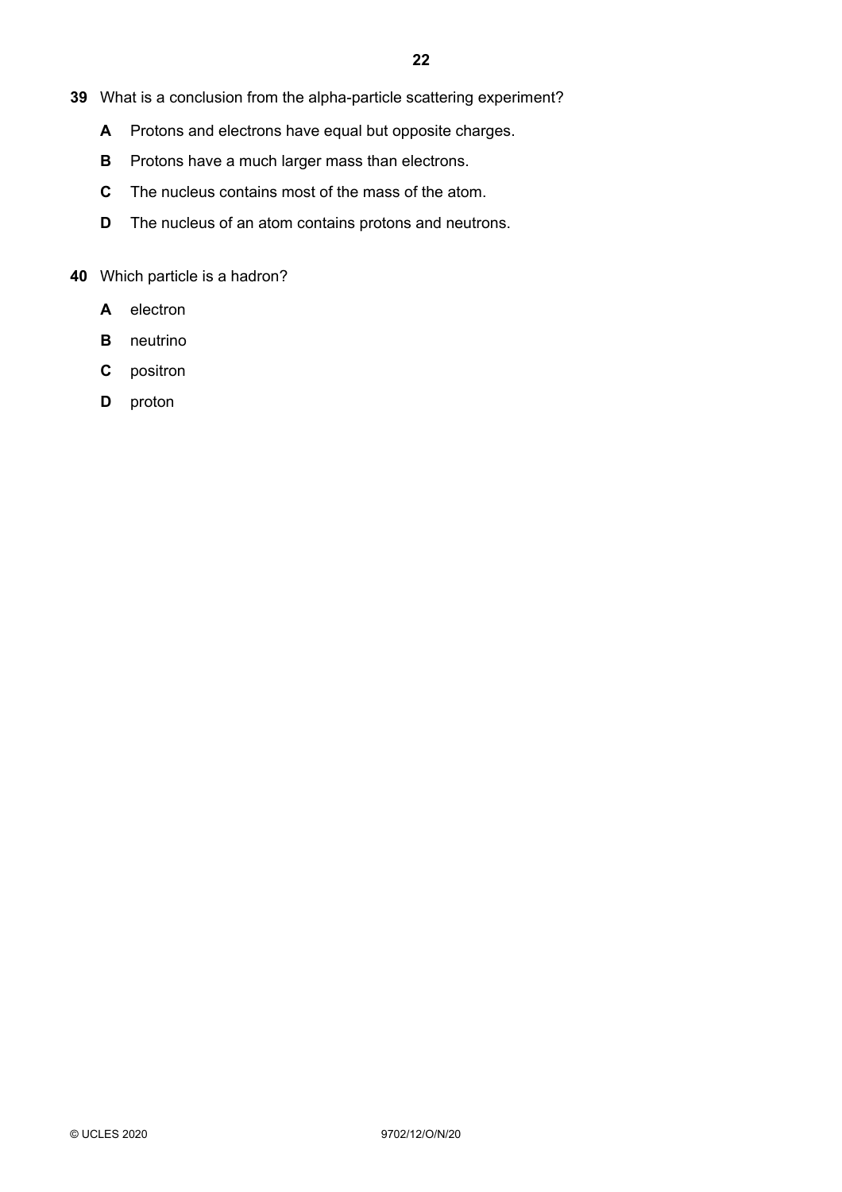**39** What is a conclusion from the alpha-particle scattering experiment?

**A** Protons and electrons have equal but opposite charges.

**B** Protons have a much larger mass than electrons.

**C** The nucleus contains most of the mass of the atom.

**D** The nucleus of an atom contains protons and neutrons.

**40** Which particle is a hadron?

**A** electron

**B** neutrino

**C** positron

**D** proton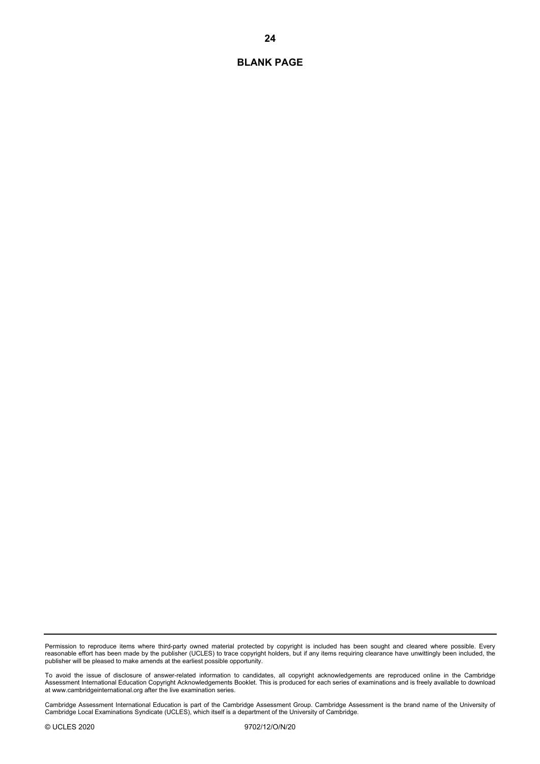**BLANK PAGE**

Permission to reproduce items where third-party owned material protected by copyright is included has been sought and cleared where possible. Every reasonable effort has been made by the publisher (UCLES) to trace copyright holders, but if any items requiring clearance have unwittingly been included, the publisher will be pleased to make amends at the earliest possible opportunity.

To avoid the issue of disclosure of answer-related information to candidates, all copyright acknowledgements are reproduced online in the Cambridge Assessment International Education Copyright Acknowledgements Booklet. This is produced for each series of examinations and is freely available to download at www.cambridgeinternational.org after the live examination series.

Cambridge Assessment International Education is part of the Cambridge Assessment Group. Cambridge Assessment is the brand name of the University of Cambridge Local Examinations Syndicate (UCLES), which itself is a department of the University of Cambridge.